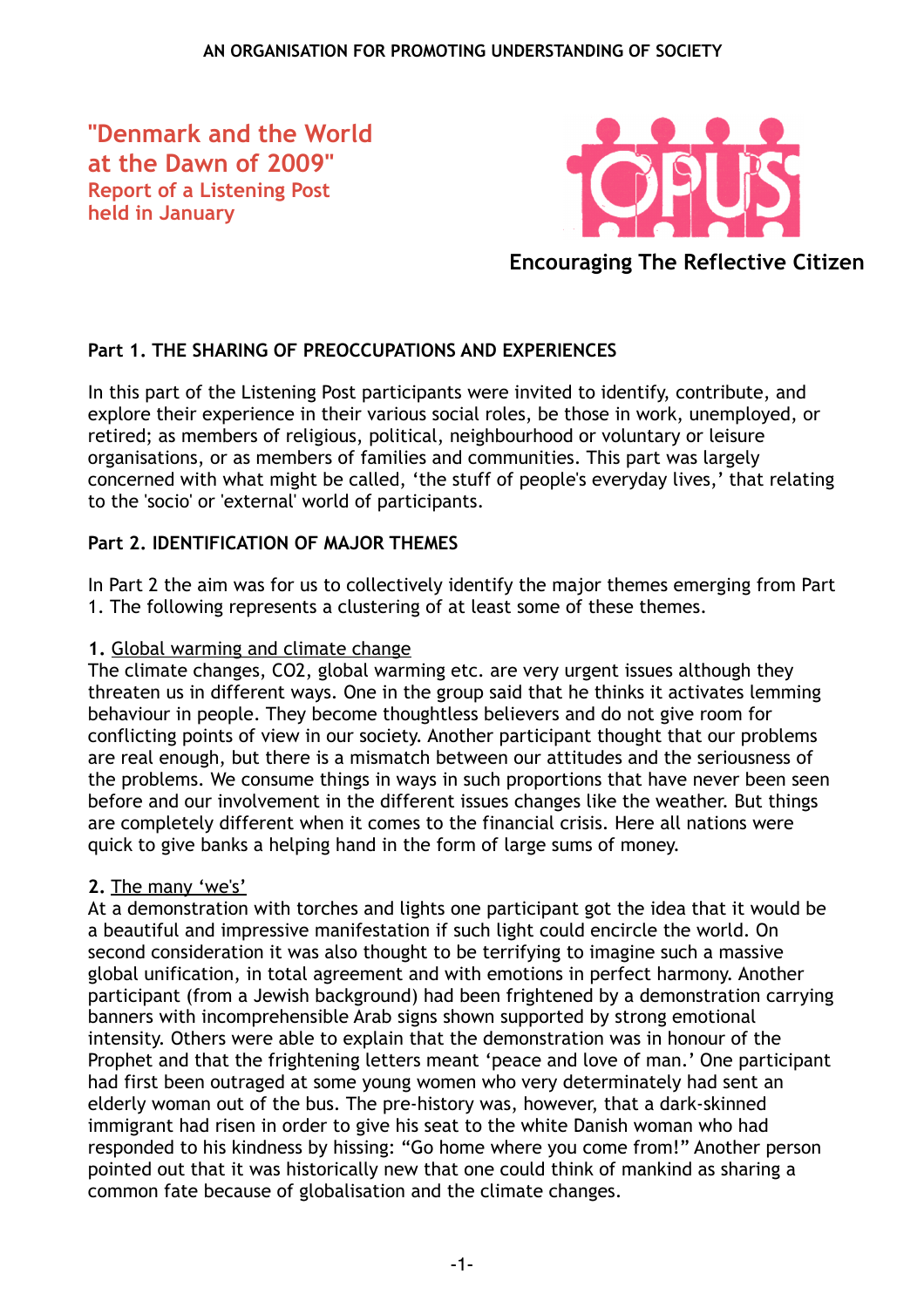AN ORGANISATION FOR PROMOTING UNDERSTANDING OF SOCIETY

# "Denmark and the World at the Dawn of 2009"

## Report of a Listening Post held in January

OPUS

**Encouraging The Reflective Citizen**

### Part 1. THE SHARING OF PREOCCUPATIONS AND EXPERIENCES

In this part of the Listening Post participants were invited to identify, contribute, and explore their experience in their various social roles, be those in work, unemployed, or retired; as members of religious, political, neighbourhood or voluntary or leisure organisations, or as members of families and communities. This part was largely concerned with what might be called, 'the stuff of people's everyday lives,' that relating to the 'socio' or 'external' world of participants.

### Part 2. IDENTIFICATION OF MAJOR THEMES

In Part 2 the aim was for us to collectively identify the major themes emerging from Part 1. The following represents a clustering of at least some of these themes.

**1.** Global warming and climate change

The climate changes, CO2, global warming etc. are very urgent issues although they threaten us in different ways. One in the group said that he thinks it activates lemming behaviour in people. They become thoughtless believers and do not give room for conflicting points of view in our society. Another participant thought that our problems are real enough, but there is a mismatch between our attitudes and the seriousness of the problems. We consume things in ways in such proportions that have never been seen before and our involvement in the different issues changes like the weather. But things are completely different when it comes to the financial crisis. Here all nations were quick to give banks a helping hand in the form of large sums of money.

**2.** The many 'we's'

At a demonstration with torches and lights one participant got the idea that it would be a beautiful and impressive manifestation if such light could encircle the world. On second consideration it was also thought to be terrifying to imagine such a massive global unification, in total agreement and with emotions in perfect harmony. Another participant (from a Jewish background) had been frightened by a demonstration carrying banners with incomprehensible Arab signs shown supported by strong emotional intensity. Others were able to explain that the demonstration was in honour of the Prophet and that the frightening letters meant 'peace and love of man.' One participant had first been outraged at some young women who very determinately had sent an elderly woman out of the bus. The pre-history was, however, that a dark-skinned immigrant had risen in order to give his seat to the white Danish woman who had responded to his kindness by hissing: "Go home where you come from!" Another person pointed out that it was historically new that one could think of mankind as sharing a common fate because of globalisation and the climate changes.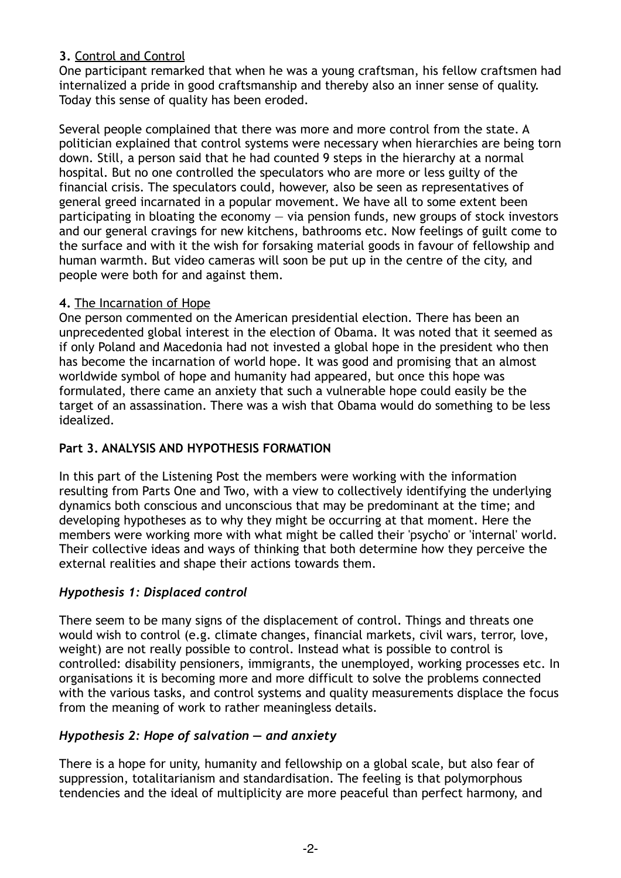**3.** Control and Control

One participant remarked that when he was a young craftsman, his fellow craftsmen had internalized a pride in good craftsmanship and thereby also an inner sense of quality. Today this sense of quality has been eroded.

Several people complained that there was more and more control from the state. A politician explained that control systems were necessary when hierarchies are being torn down. Still, a person said that he had counted 9 steps in the hierarchy at a normal hospital. But no one controlled the speculators who are more or less guilty of the financial crisis. The speculators could, however, also be seen as representatives of general greed incarnated in a popular movement. We have all to some extent been participating in bloating the economy — via pension funds, new groups of stock investors and our general cravings for new kitchens, bathrooms etc. Now feelings of guilt come to the surface and with it the wish for forsaking material goods in favour of fellowship and human warmth. But video cameras will soon be put up in the centre of the city, and people were both for and against them.

**4.** The Incarnation of Hope

One person commented on the American presidential election. There has been an unprecedented global interest in the election of Obama. It was noted that it seemed as if only Poland and Macedonia had not invested a global hope in the president who then has become the incarnation of world hope. It was good and promising that an almost worldwide symbol of hope and humanity had appeared, but once this hope was formulated, there came an anxiety that such a vulnerable hope could easily be the target of an assassination. There was a wish that Obama would do something to be less idealized.

**Part 3. ANALYSIS AND HYPOTHESIS FORMATION**

In this part of the Listening Post the members were working with the information resulting from Parts One and Two, with a view to collectively identifying the underlying dynamics both conscious and unconscious that may be predominant at the time; and developing hypotheses as to why they might be occurring at that moment. Here the members were working more with what might be called their 'psycho' or 'internal' world. Their collective ideas and ways of thinking that both determine how they perceive the external realities and shape their actions towards them.

***Hypothesis 1: Displaced control***

There seem to be many signs of the displacement of control. Things and threats one would wish to control (e.g. climate changes, financial markets, civil wars, terror, love, weight) are not really possible to control. Instead what is possible to control is controlled: disability pensioners, immigrants, the unemployed, working processes etc. In organisations it is becoming more and more difficult to solve the problems connected with the various tasks, and control systems and quality measurements displace the focus from the meaning of work to rather meaningless details.

***Hypothesis 2: Hope of salvation — and anxiety***

There is a hope for unity, humanity and fellowship on a global scale, but also fear of suppression, totalitarianism and standardisation. The feeling is that polymorphous tendencies and the ideal of multiplicity are more peaceful than perfect harmony, and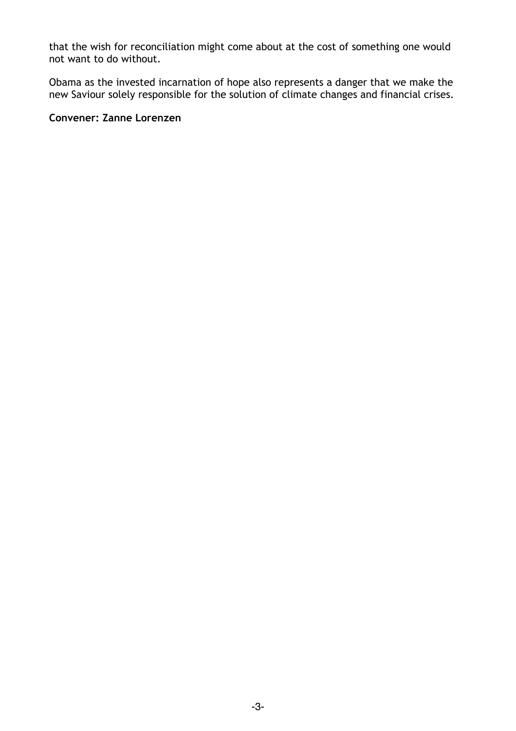that the wish for reconciliation might come about at the cost of something one would not want to do without.

Obama as the invested incarnation of hope also represents a danger that we make the new Saviour solely responsible for the solution of climate changes and financial crises.

**Convener: Zanne Lorenzen**